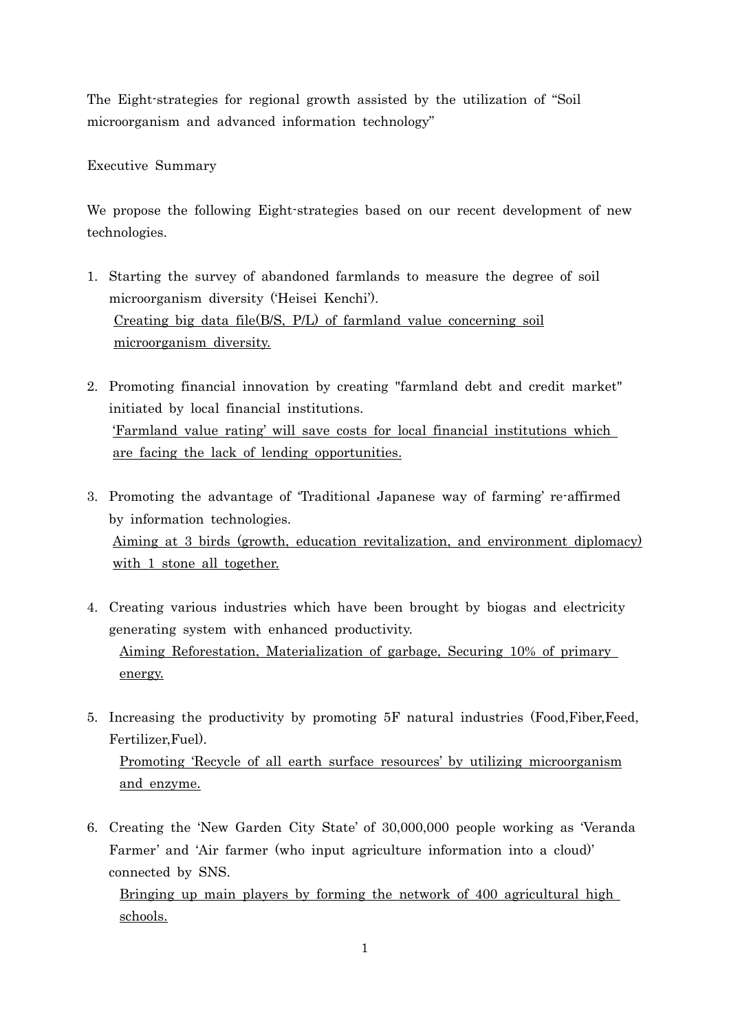The Eight-strategies for regional growth assisted by the utilization of "Soil microorganism and advanced information technology"

Executive Summary

We propose the following Eight-strategies based on our recent development of new technologies.

1. Starting the survey of abandoned farmlands to measure the degree of soil microorganism diversity ('Heisei Kenchi').
   <u>Creating big data file(B/S, P/L) of farmland value concerning soil microorganism diversity.</u>

2. Promoting financial innovation by creating "farmland debt and credit market" initiated by local financial institutions.
   <u>'Farmland value rating' will save costs for local financial institutions which are facing the lack of lending opportunities.</u>

3. Promoting the advantage of 'Traditional Japanese way of farming' re-affirmed by information technologies.
   <u>Aiming at 3 birds (growth, education revitalization, and environment diplomacy) with 1 stone all together.</u>

4. Creating various industries which have been brought by biogas and electricity generating system with enhanced productivity.
   <u>Aiming Reforestation, Materialization of garbage, Securing 10% of primary energy.</u>

5. Increasing the productivity by promoting 5F natural industries (Food,Fiber,Feed, Fertilizer,Fuel).
   <u>Promoting 'Recycle of all earth surface resources' by utilizing microorganism and enzyme.</u>

6. Creating the 'New Garden City State' of 30,000,000 people working as 'Veranda Farmer' and 'Air farmer (who input agriculture information into a cloud)' connected by SNS.
   <u>Bringing up main players by forming the network of 400 agricultural high schools.</u>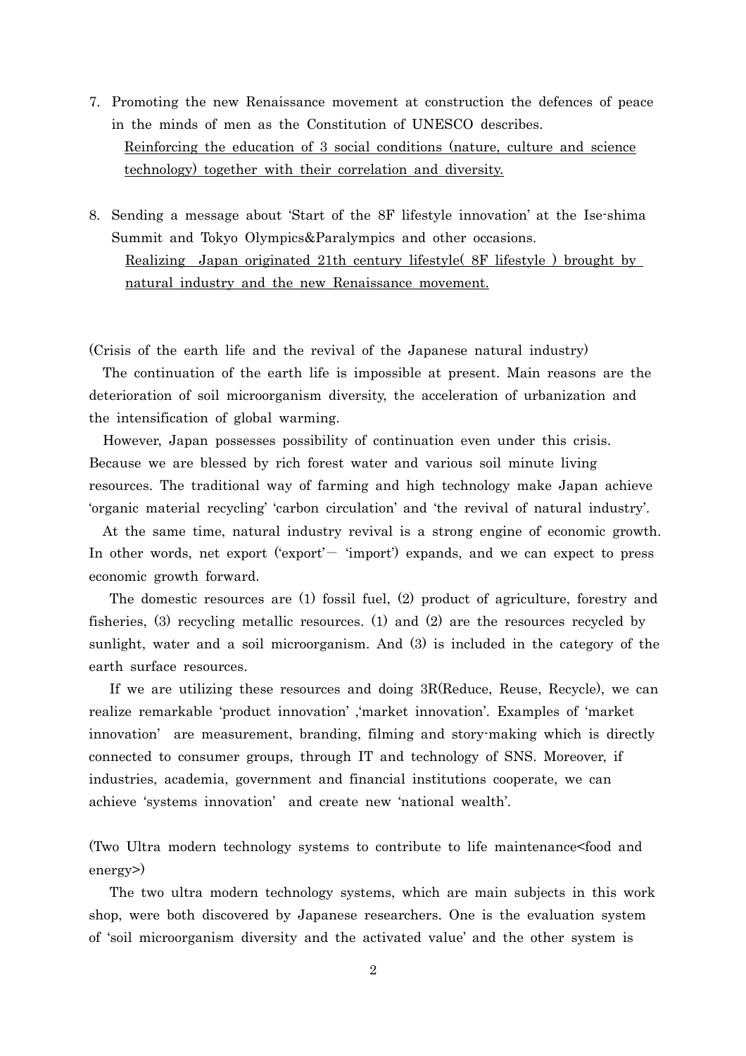7. Promoting the new Renaissance movement at construction the defences of peace in the minds of men as the Constitution of UNESCO describes.
   <u>Reinforcing the education of 3 social conditions (nature, culture and science technology) together with their correlation and diversity.</u>

8. Sending a message about 'Start of the 8F lifestyle innovation' at the Ise-shima Summit and Tokyo Olympics&Paralympics and other occasions.
   <u>Realizing Japan originated 21th century lifestyle( 8F lifestyle ) brought by natural industry and the new Renaissance movement.</u>

(Crisis of the earth life and the revival of the Japanese natural industry)

The continuation of the earth life is impossible at present. Main reasons are the deterioration of soil microorganism diversity, the acceleration of urbanization and the intensification of global warming.

However, Japan possesses possibility of continuation even under this crisis. Because we are blessed by rich forest water and various soil minute living resources. The traditional way of farming and high technology make Japan achieve 'organic material recycling' 'carbon circulation' and 'the revival of natural industry'.

At the same time, natural industry revival is a strong engine of economic growth. In other words, net export ('export'－ 'import') expands, and we can expect to press economic growth forward.

The domestic resources are (1) fossil fuel, (2) product of agriculture, forestry and fisheries, (3) recycling metallic resources. (1) and (2) are the resources recycled by sunlight, water and a soil microorganism. And (3) is included in the category of the earth surface resources.

If we are utilizing these resources and doing 3R(Reduce, Reuse, Recycle), we can realize remarkable 'product innovation' ,'market innovation'. Examples of 'market innovation' are measurement, branding, filming and story-making which is directly connected to consumer groups, through IT and technology of SNS. Moreover, if industries, academia, government and financial institutions cooperate, we can achieve 'systems innovation' and create new 'national wealth'.

(Two Ultra modern technology systems to contribute to life maintenance<food and energy>)

The two ultra modern technology systems, which are main subjects in this work shop, were both discovered by Japanese researchers. One is the evaluation system of 'soil microorganism diversity and the activated value' and the other system is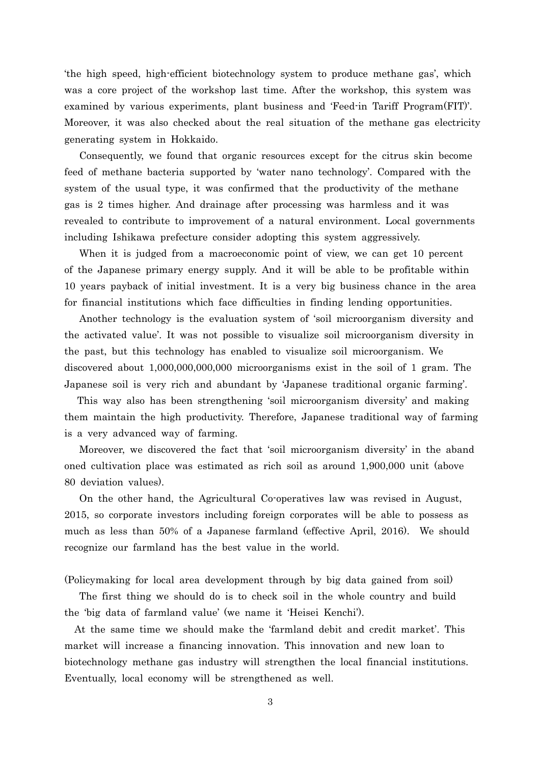'the high speed, high-efficient biotechnology system to produce methane gas', which was a core project of the workshop last time. After the workshop, this system was examined by various experiments, plant business and 'Feed-in Tariff Program(FIT)'. Moreover, it was also checked about the real situation of the methane gas electricity generating system in Hokkaido.

Consequently, we found that organic resources except for the citrus skin become feed of methane bacteria supported by 'water nano technology'. Compared with the system of the usual type, it was confirmed that the productivity of the methane gas is 2 times higher. And drainage after processing was harmless and it was revealed to contribute to improvement of a natural environment. Local governments including Ishikawa prefecture consider adopting this system aggressively.

When it is judged from a macroeconomic point of view, we can get 10 percent of the Japanese primary energy supply. And it will be able to be profitable within 10 years payback of initial investment. It is a very big business chance in the area for financial institutions which face difficulties in finding lending opportunities.

Another technology is the evaluation system of 'soil microorganism diversity and the activated value'. It was not possible to visualize soil microorganism diversity in the past, but this technology has enabled to visualize soil microorganism. We discovered about 1,000,000,000,000 microorganisms exist in the soil of 1 gram. The Japanese soil is very rich and abundant by 'Japanese traditional organic farming'.

This way also has been strengthening 'soil microorganism diversity' and making them maintain the high productivity. Therefore, Japanese traditional way of farming is a very advanced way of farming.

Moreover, we discovered the fact that 'soil microorganism diversity' in the abandoned cultivation place was estimated as rich soil as around 1,900,000 unit (above 80 deviation values).

On the other hand, the Agricultural Co-operatives law was revised in August, 2015, so corporate investors including foreign corporates will be able to possess as much as less than 50% of a Japanese farmland (effective April, 2016). We should recognize our farmland has the best value in the world.

(Policymaking for local area development through by big data gained from soil)

The first thing we should do is to check soil in the whole country and build the 'big data of farmland value' (we name it 'Heisei Kenchi').

At the same time we should make the 'farmland debit and credit market'. This market will increase a financing innovation. This innovation and new loan to biotechnology methane gas industry will strengthen the local financial institutions. Eventually, local economy will be strengthened as well.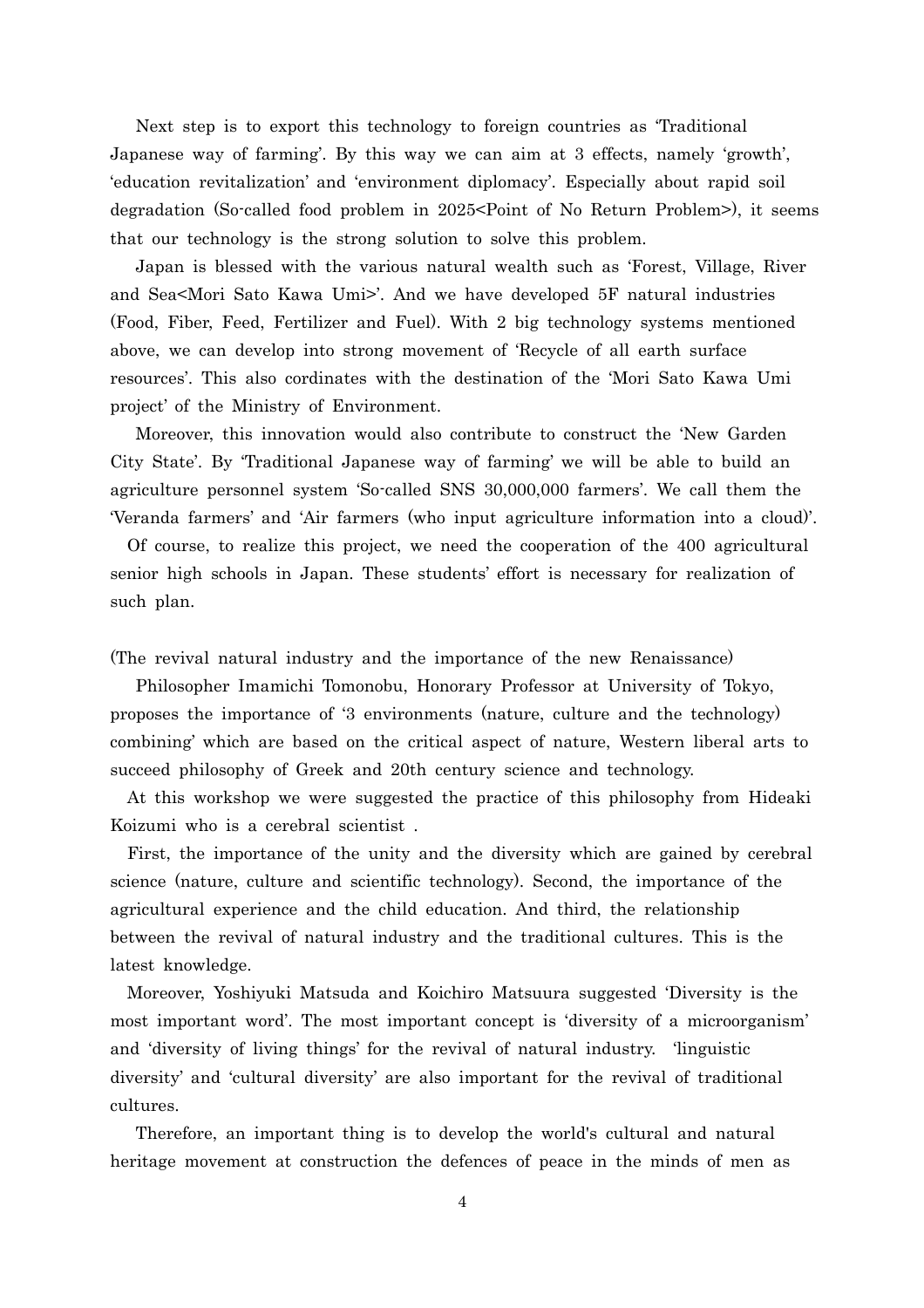Next step is to export this technology to foreign countries as 'Traditional Japanese way of farming'. By this way we can aim at 3 effects, namely 'growth', 'education revitalization' and 'environment diplomacy'. Especially about rapid soil degradation (So-called food problem in 2025<Point of No Return Problem>), it seems that our technology is the strong solution to solve this problem.

Japan is blessed with the various natural wealth such as 'Forest, Village, River and Sea<Mori Sato Kawa Umi>'. And we have developed 5F natural industries (Food, Fiber, Feed, Fertilizer and Fuel). With 2 big technology systems mentioned above, we can develop into strong movement of 'Recycle of all earth surface resources'. This also cordinates with the destination of the 'Mori Sato Kawa Umi project' of the Ministry of Environment.

Moreover, this innovation would also contribute to construct the 'New Garden City State'. By 'Traditional Japanese way of farming' we will be able to build an agriculture personnel system 'So-called SNS 30,000,000 farmers'. We call them the 'Veranda farmers' and 'Air farmers (who input agriculture information into a cloud)'.

Of course, to realize this project, we need the cooperation of the 400 agricultural senior high schools in Japan. These students' effort is necessary for realization of such plan.

(The revival natural industry and the importance of the new Renaissance)

Philosopher Imamichi Tomonobu, Honorary Professor at University of Tokyo, proposes the importance of '3 environments (nature, culture and the technology) combining' which are based on the critical aspect of nature, Western liberal arts to succeed philosophy of Greek and 20th century science and technology.

At this workshop we were suggested the practice of this philosophy from Hideaki Koizumi who is a cerebral scientist .

First, the importance of the unity and the diversity which are gained by cerebral science (nature, culture and scientific technology). Second, the importance of the agricultural experience and the child education. And third, the relationship between the revival of natural industry and the traditional cultures. This is the latest knowledge.

Moreover, Yoshiyuki Matsuda and Koichiro Matsuura suggested 'Diversity is the most important word'. The most important concept is 'diversity of a microorganism' and 'diversity of living things' for the revival of natural industry. 'linguistic diversity' and 'cultural diversity' are also important for the revival of traditional cultures.

Therefore, an important thing is to develop the world's cultural and natural heritage movement at construction the defences of peace in the minds of men as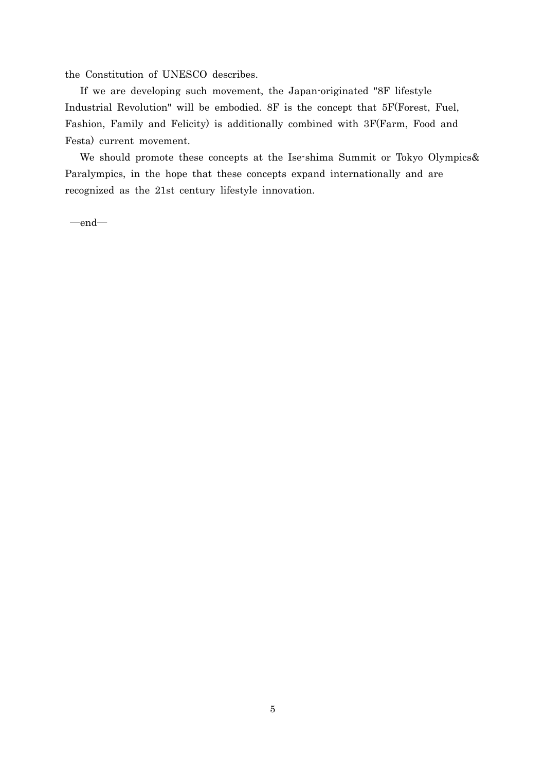the Constitution of UNESCO describes.

If we are developing such movement, the Japan-originated "8F lifestyle Industrial Revolution" will be embodied. 8F is the concept that 5F(Forest, Fuel, Fashion, Family and Felicity) is additionally combined with 3F(Farm, Food and Festa) current movement.

We should promote these concepts at the Ise-shima Summit or Tokyo Olympics& Paralympics, in the hope that these concepts expand internationally and are recognized as the 21st century lifestyle innovation.

—end—